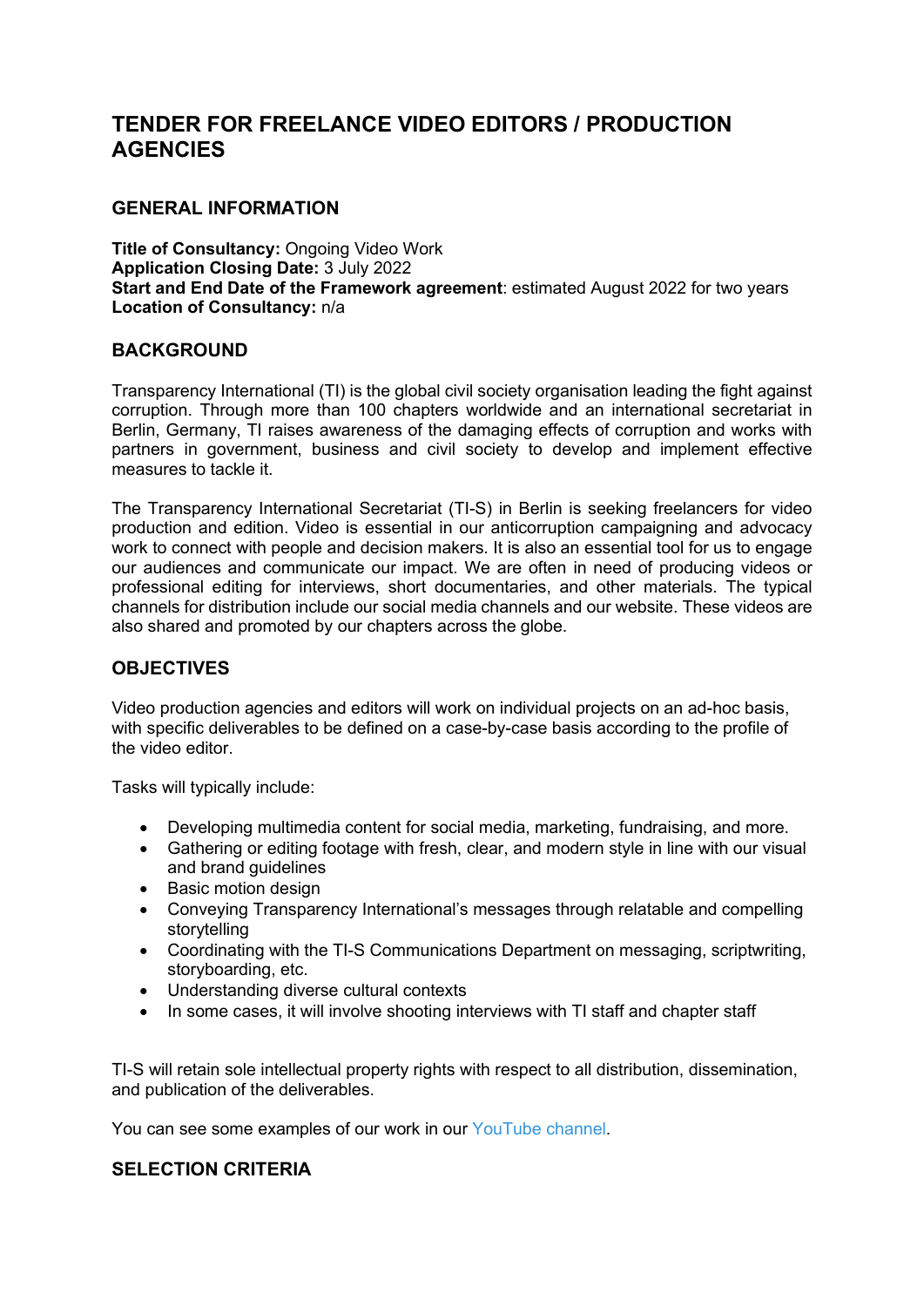# TENDER FOR FREELANCE VIDEO EDITORS / PRODUCTION AGENCIES

## GENERAL INFORMATION

**Title of Consultancy:** Ongoing Video Work
**Application Closing Date:** 3 July 2022
**Start and End Date of the Framework agreement**: estimated August 2022 for two years
**Location of Consultancy:** n/a

## BACKGROUND

Transparency International (TI) is the global civil society organisation leading the fight against corruption. Through more than 100 chapters worldwide and an international secretariat in Berlin, Germany, TI raises awareness of the damaging effects of corruption and works with partners in government, business and civil society to develop and implement effective measures to tackle it.

The Transparency International Secretariat (TI-S) in Berlin is seeking freelancers for video production and edition. Video is essential in our anticorruption campaigning and advocacy work to connect with people and decision makers. It is also an essential tool for us to engage our audiences and communicate our impact. We are often in need of producing videos or professional editing for interviews, short documentaries, and other materials. The typical channels for distribution include our social media channels and our website. These videos are also shared and promoted by our chapters across the globe.

## OBJECTIVES

Video production agencies and editors will work on individual projects on an ad-hoc basis, with specific deliverables to be defined on a case-by-case basis according to the profile of the video editor.

Tasks will typically include:

- Developing multimedia content for social media, marketing, fundraising, and more.
- Gathering or editing footage with fresh, clear, and modern style in line with our visual and brand guidelines
- Basic motion design
- Conveying Transparency International's messages through relatable and compelling storytelling
- Coordinating with the TI-S Communications Department on messaging, scriptwriting, storyboarding, etc.
- Understanding diverse cultural contexts
- In some cases, it will involve shooting interviews with TI staff and chapter staff

TI-S will retain sole intellectual property rights with respect to all distribution, dissemination, and publication of the deliverables.

You can see some examples of our work in our YouTube channel.

## SELECTION CRITERIA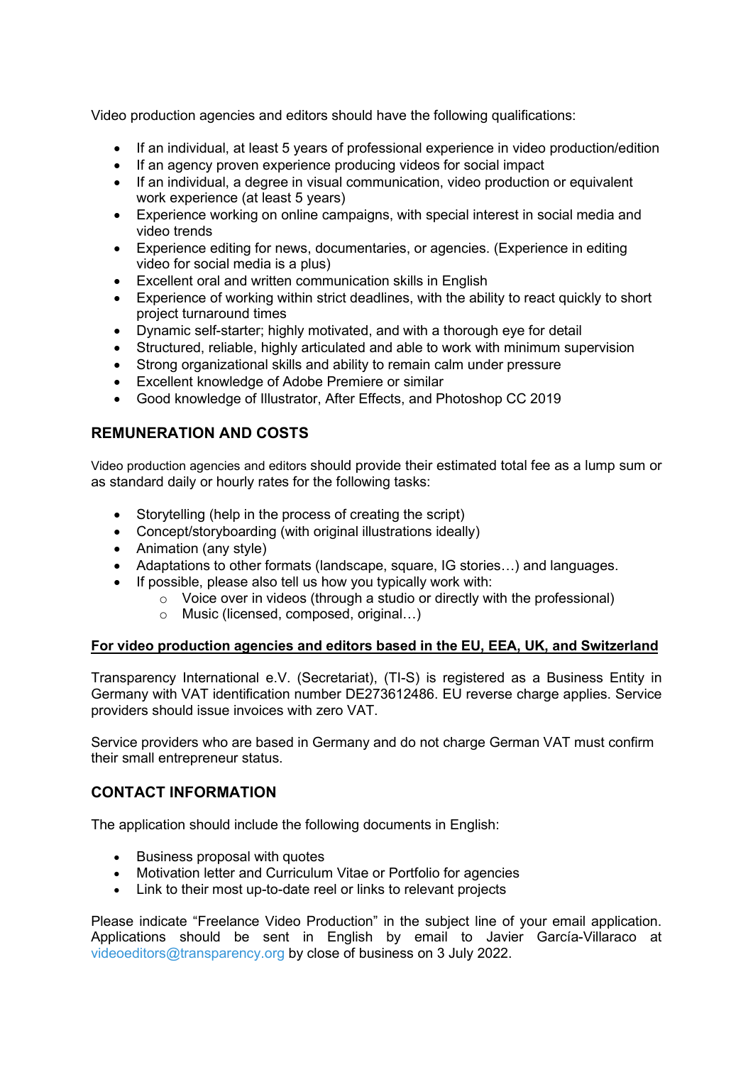Video production agencies and editors should have the following qualifications:

- If an individual, at least 5 years of professional experience in video production/edition
- If an agency proven experience producing videos for social impact
- If an individual, a degree in visual communication, video production or equivalent work experience (at least 5 years)
- Experience working on online campaigns, with special interest in social media and video trends
- Experience editing for news, documentaries, or agencies. (Experience in editing video for social media is a plus)
- Excellent oral and written communication skills in English
- Experience of working within strict deadlines, with the ability to react quickly to short project turnaround times
- Dynamic self-starter; highly motivated, and with a thorough eye for detail
- Structured, reliable, highly articulated and able to work with minimum supervision
- Strong organizational skills and ability to remain calm under pressure
- Excellent knowledge of Adobe Premiere or similar
- Good knowledge of Illustrator, After Effects, and Photoshop CC 2019

## REMUNERATION AND COSTS

Video production agencies and editors should provide their estimated total fee as a lump sum or as standard daily or hourly rates for the following tasks:

- Storytelling (help in the process of creating the script)
- Concept/storyboarding (with original illustrations ideally)
- Animation (any style)
- Adaptations to other formats (landscape, square, IG stories…) and languages.
- If possible, please also tell us how you typically work with:
  - Voice over in videos (through a studio or directly with the professional)
  - Music (licensed, composed, original…)

**For video production agencies and editors based in the EU, EEA, UK, and Switzerland**

Transparency International e.V. (Secretariat), (TI-S) is registered as a Business Entity in Germany with VAT identification number DE273612486. EU reverse charge applies. Service providers should issue invoices with zero VAT.

Service providers who are based in Germany and do not charge German VAT must confirm their small entrepreneur status.

## CONTACT INFORMATION

The application should include the following documents in English:

- Business proposal with quotes
- Motivation letter and Curriculum Vitae or Portfolio for agencies
- Link to their most up-to-date reel or links to relevant projects

Please indicate "Freelance Video Production" in the subject line of your email application. Applications should be sent in English by email to Javier García-Villaraco at videoeditors@transparency.org by close of business on 3 July 2022.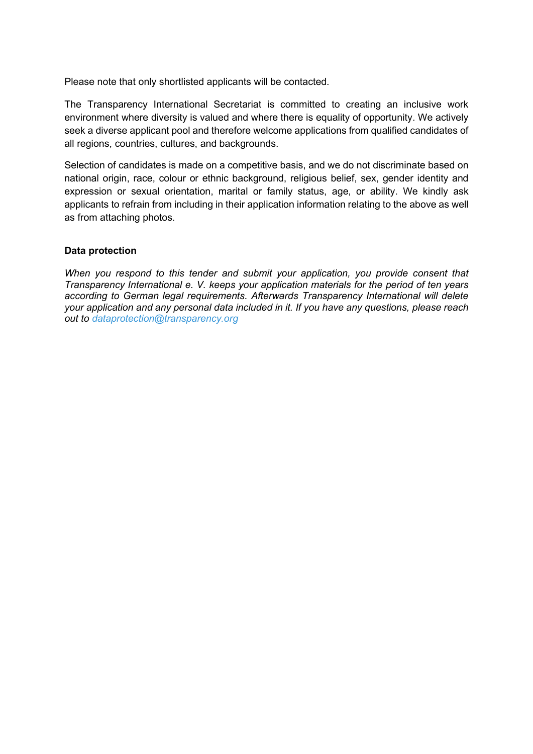Please note that only shortlisted applicants will be contacted.

The Transparency International Secretariat is committed to creating an inclusive work environment where diversity is valued and where there is equality of opportunity. We actively seek a diverse applicant pool and therefore welcome applications from qualified candidates of all regions, countries, cultures, and backgrounds.

Selection of candidates is made on a competitive basis, and we do not discriminate based on national origin, race, colour or ethnic background, religious belief, sex, gender identity and expression or sexual orientation, marital or family status, age, or ability. We kindly ask applicants to refrain from including in their application information relating to the above as well as from attaching photos.

**Data protection**

*When you respond to this tender and submit your application, you provide consent that Transparency International e. V. keeps your application materials for the period of ten years according to German legal requirements. Afterwards Transparency International will delete your application and any personal data included in it. If you have any questions, please reach out to dataprotection@transparency.org*